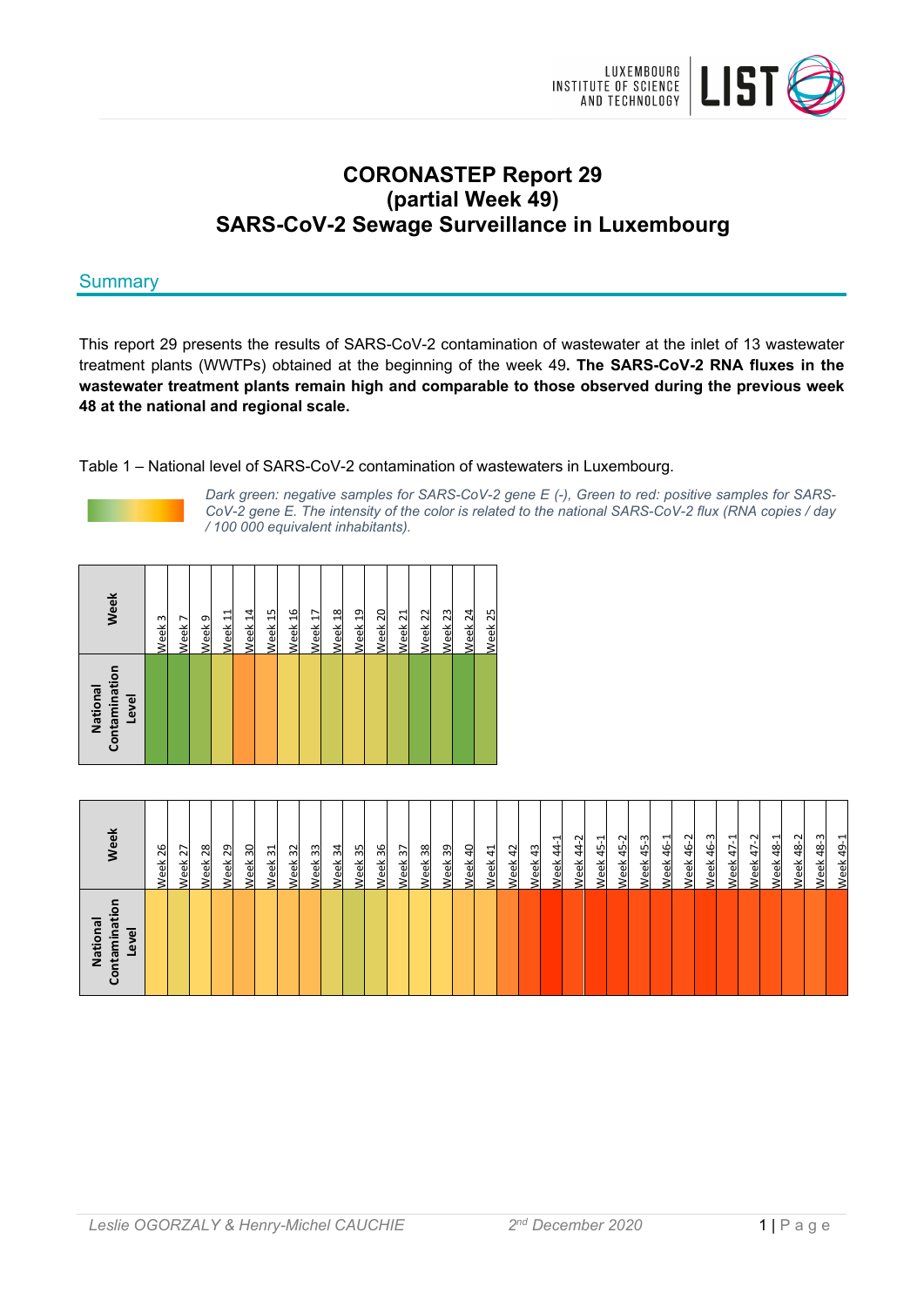# CORONASTEP Report 29
# (partial Week 49)
# SARS-CoV-2 Sewage Surveillance in Luxembourg

## Summary

This report 29 presents the results of SARS-CoV-2 contamination of wastewater at the inlet of 13 wastewater treatment plants (WWTPs) obtained at the beginning of the week 49**. The SARS-CoV-2 RNA fluxes in the wastewater treatment plants remain high and comparable to those observed during the previous week 48 at the national and regional scale.**

Table 1 – National level of SARS-CoV-2 contamination of wastewaters in Luxembourg.

*Dark green: negative samples for SARS-CoV-2 gene E (-), Green to red: positive samples for SARS-CoV-2 gene E. The intensity of the color is related to the national SARS-CoV-2 flux (RNA copies / day / 100 000 equivalent inhabitants).*

| Week | Week 3 | Week 7 | Week 9 | Week 11 | Week 14 | Week 15 | Week 16 | Week 17 | Week 18 | Week 19 | Week 20 | Week 21 | Week 22 | Week 23 | Week 24 | Week 25 |
|---|---|---|---|---|---|---|---|---|---|---|---|---|---|---|---|---|
| National Contamination Level | | | | | | | | | | | | | | | | |

| Week | Week 26 | Week 27 | Week 28 | Week 29 | Week 30 | Week 31 | Week 32 | Week 33 | Week 34 | Week 35 | Week 36 | Week 37 | Week 38 | Week 39 | Week 40 | Week 41 | Week 42 | Week 43 | Week 44-1 | Week 44-2 | Week 45-1 | Week 45-2 | Week 45-3 | Week 46-1 | Week 46-2 | Week 46-3 | Week 47-1 | Week 47-2 | Week 48-1 | Week 48-2 | Week 48-3 | Week 49-1 |
|---|---|---|---|---|---|---|---|---|---|---|---|---|---|---|---|---|---|---|---|---|---|---|---|---|---|---|---|---|---|---|---|---|
| National Contamination Level | | | | | | | | | | | | | | | | | | | | | | | | | | | | | | | | |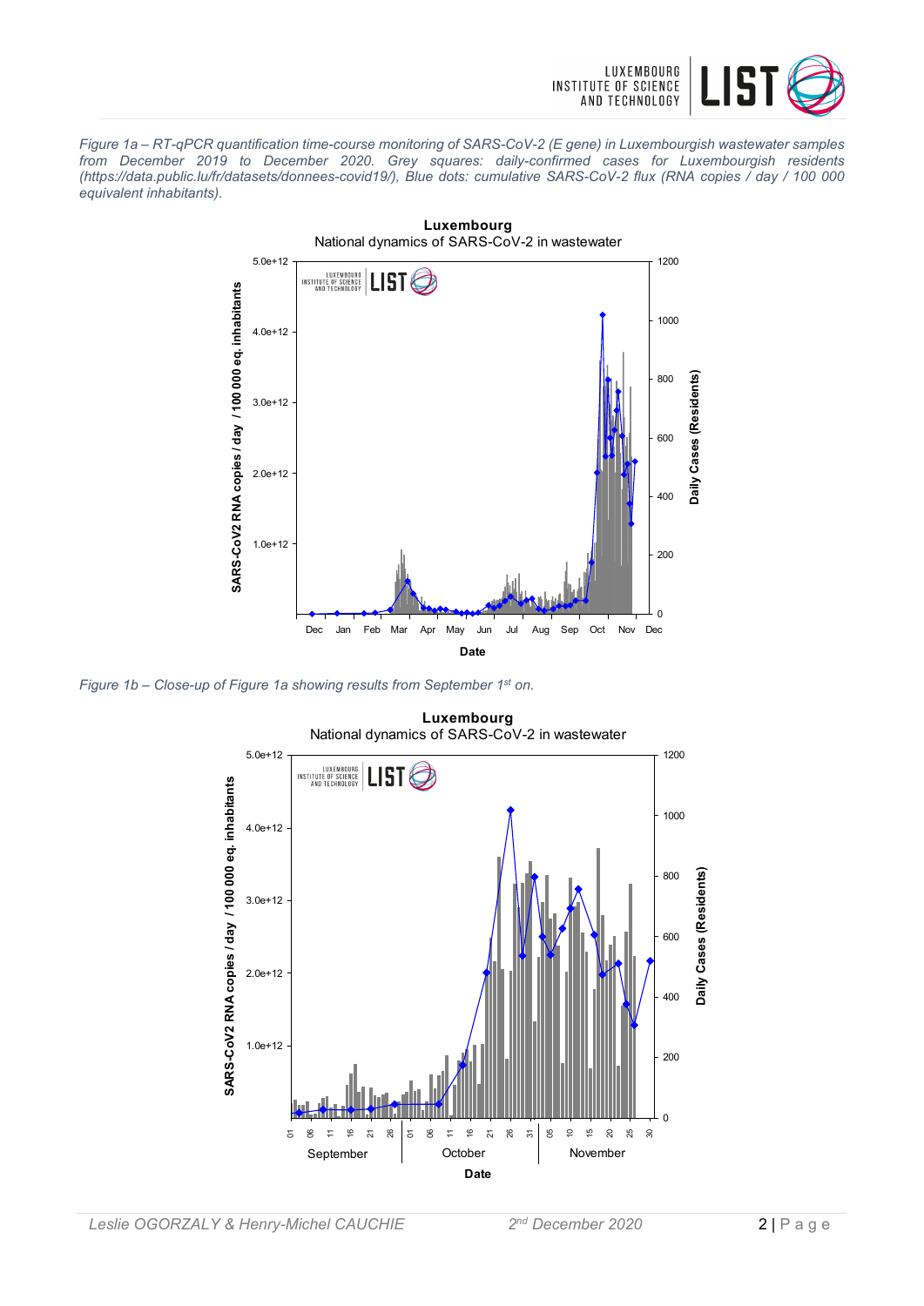*Figure 1a – RT-qPCR quantification time-course monitoring of SARS-CoV-2 (E gene) in Luxembourgish wastewater samples from December 2019 to December 2020. Grey squares: daily-confirmed cases for Luxembourgish residents (https://data.public.lu/fr/datasets/donnees-covid19/), Blue dots: cumulative SARS-CoV-2 flux (RNA copies / day / 100 000 equivalent inhabitants).*

*Figure 1b – Close-up of Figure 1a showing results from September 1st on.*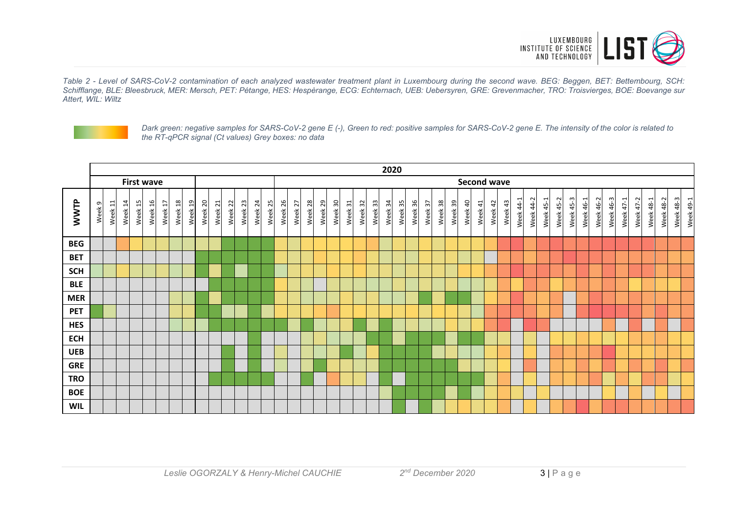*Table 2 - Level of SARS-CoV-2 contamination of each analyzed wastewater treatment plant in Luxembourg during the second wave. BEG: Beggen, BET: Bettembourg, SCH: Schifflange, BLE: Bleesbruck, MER: Mersch, PET: Pétange, HES: Hespèrange, ECG: Echternach, UEB: Uebersyren, GRE: Grevenmacher, TRO: Troisvierges, BOE: Boevange sur Attert, WIL: Wiltz*

*Dark green: negative samples for SARS-CoV-2 gene E (-), Green to red: positive samples for SARS-CoV-2 gene E. The intensity of the color is related to the RT-qPCR signal (Ct values) Grey boxes: no data*

| WWTP | 2020 | | | | | | | | | | | | | | | | | | | | | | | | | | | | | | | | | | | | | | | | | | | | | |
|---|---|---|---|---|---|---|---|---|---|---|---|---|---|---|---|---|---|---|---|---|---|---|---|---|---|---|---|---|---|---|---|---|---|---|---|---|---|---|---|---|---|---|---|---|---|
| | First wave | | | | | | | | | | | | | | | | Second wave | | | | | | | | | | | | | | | | | | | | | | | | | | | | | |
| | Week 9 | Week 11 | Week 14 | Week 15 | Week 16 | Week 17 | Week 18 | Week 19 | Week 20 | Week 21 | Week 22 | Week 23 | Week 24 | Week 25 | Week 26 | Week 27 | Week 28 | Week 29 | Week 30 | Week 31 | Week 32 | Week 33 | Week 34 | Week 35 | Week 36 | Week 37 | Week 38 | Week 39 | Week 40 | Week 41 | Week 42 | Week 43 | Week 44-1 | Week 44-2 | Week 45-1 | Week 45-2 | Week 45-3 | Week 46-1 | Week 46-2 | Week 46-3 | Week 47-1 | Week 47-2 | Week 48-1 | Week 48-2 | Week 48-3 | Week 49-1 |
| BEG | | | | | | | | | | | | | | | | | | | | | | | | | | | | | | | | | | | | | | | | | | | | | | |
| BET | | | | | | | | | | | | | | | | | | | | | | | | | | | | | | | | | | | | | | | | | | | | | | |
| SCH | | | | | | | | | | | | | | | | | | | | | | | | | | | | | | | | | | | | | | | | | | | | | | |
| BLE | | | | | | | | | | | | | | | | | | | | | | | | | | | | | | | | | | | | | | | | | | | | | | |
| MER | | | | | | | | | | | | | | | | | | | | | | | | | | | | | | | | | | | | | | | | | | | | | | |
| PET | | | | | | | | | | | | | | | | | | | | | | | | | | | | | | | | | | | | | | | | | | | | | | |
| HES | | | | | | | | | | | | | | | | | | | | | | | | | | | | | | | | | | | | | | | | | | | | | | |
| ECH | | | | | | | | | | | | | | | | | | | | | | | | | | | | | | | | | | | | | | | | | | | | | | |
| UEB | | | | | | | | | | | | | | | | | | | | | | | | | | | | | | | | | | | | | | | | | | | | | | |
| GRE | | | | | | | | | | | | | | | | | | | | | | | | | | | | | | | | | | | | | | | | | | | | | | |
| TRO | | | | | | | | | | | | | | | | | | | | | | | | | | | | | | | | | | | | | | | | | | | | | | |
| BOE | | | | | | | | | | | | | | | | | | | | | | | | | | | | | | | | | | | | | | | | | | | | | | |
| WIL | | | | | | | | | | | | | | | | | | | | | | | | | | | | | | | | | | | | | | | | | | | | | | |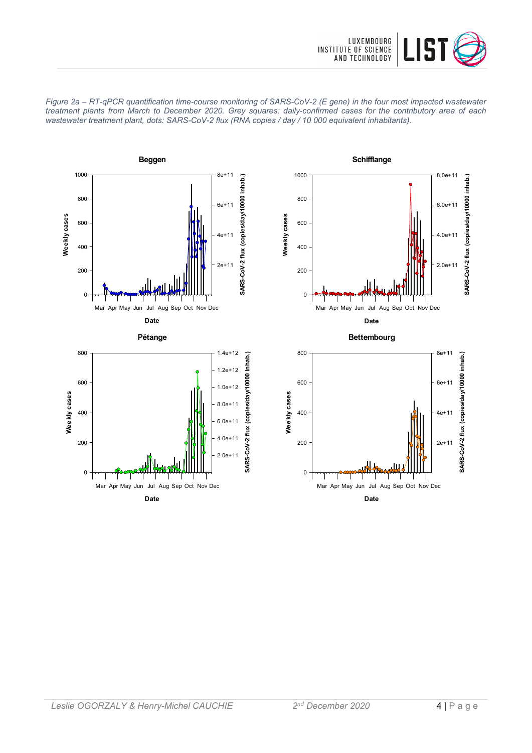*Figure 2a – RT-qPCR quantification time-course monitoring of SARS-CoV-2 (E gene) in the four most impacted wastewater treatment plants from March to December 2020. Grey squares: daily-confirmed cases for the contributory area of each wastewater treatment plant, dots: SARS-CoV-2 flux (RNA copies / day / 10 000 equivalent inhabitants).*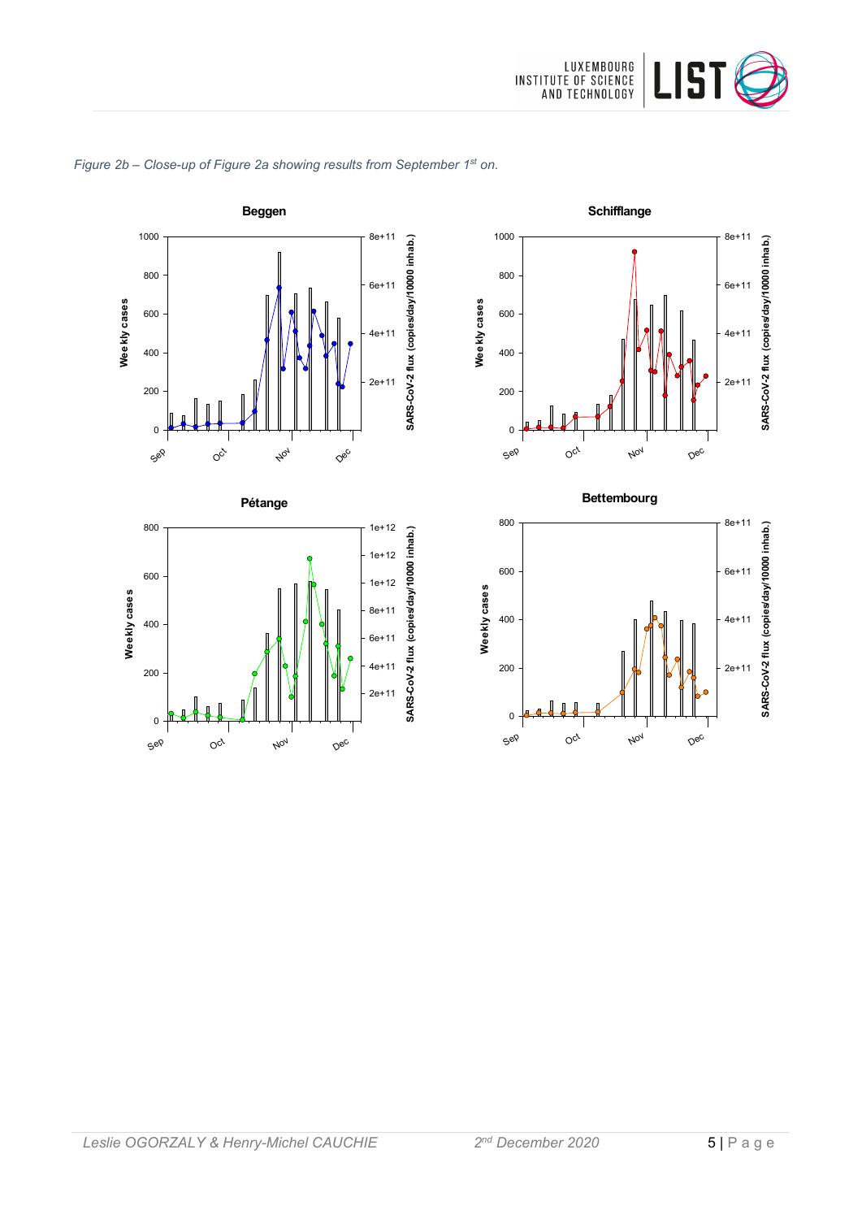*Figure 2b – Close-up of Figure 2a showing results from September 1st on.*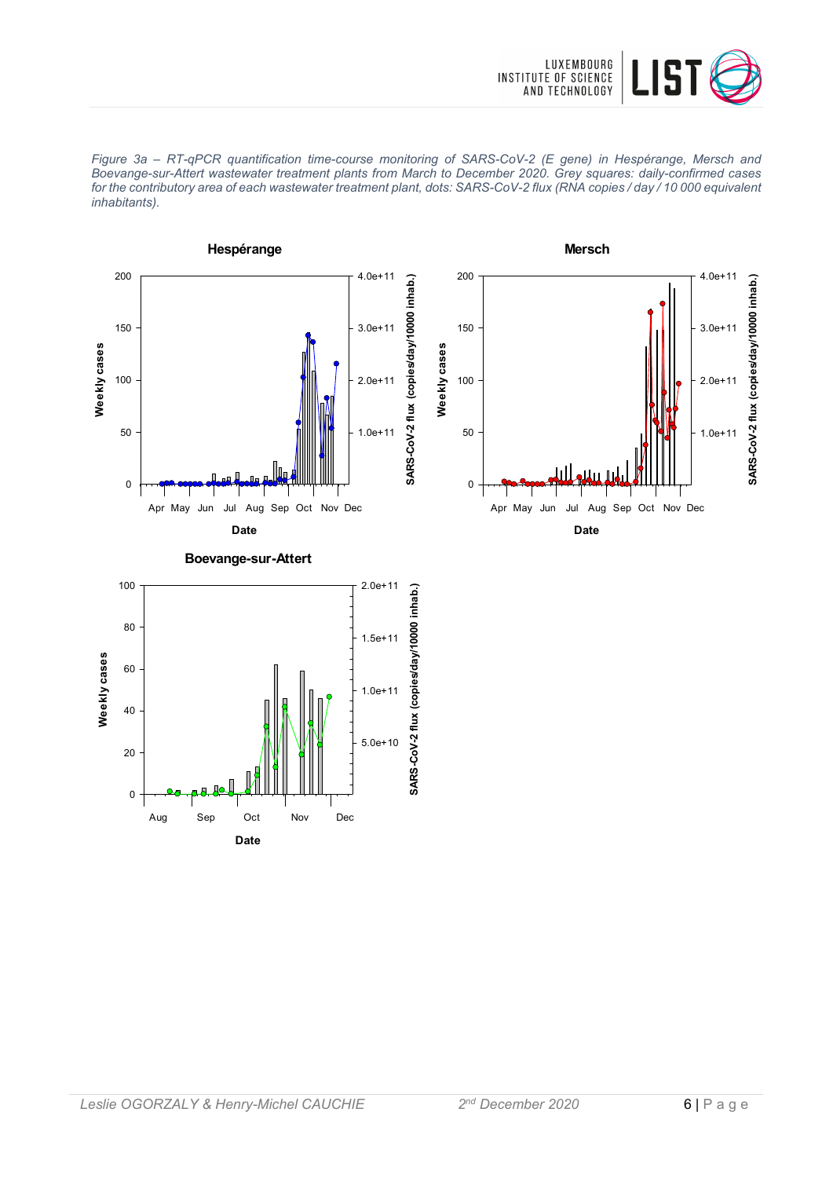*Figure 3a – RT-qPCR quantification time-course monitoring of SARS-CoV-2 (E gene) in Hespérange, Mersch and Boevange-sur-Attert wastewater treatment plants from March to December 2020. Grey squares: daily-confirmed cases for the contributory area of each wastewater treatment plant, dots: SARS-CoV-2 flux (RNA copies / day / 10 000 equivalent inhabitants).*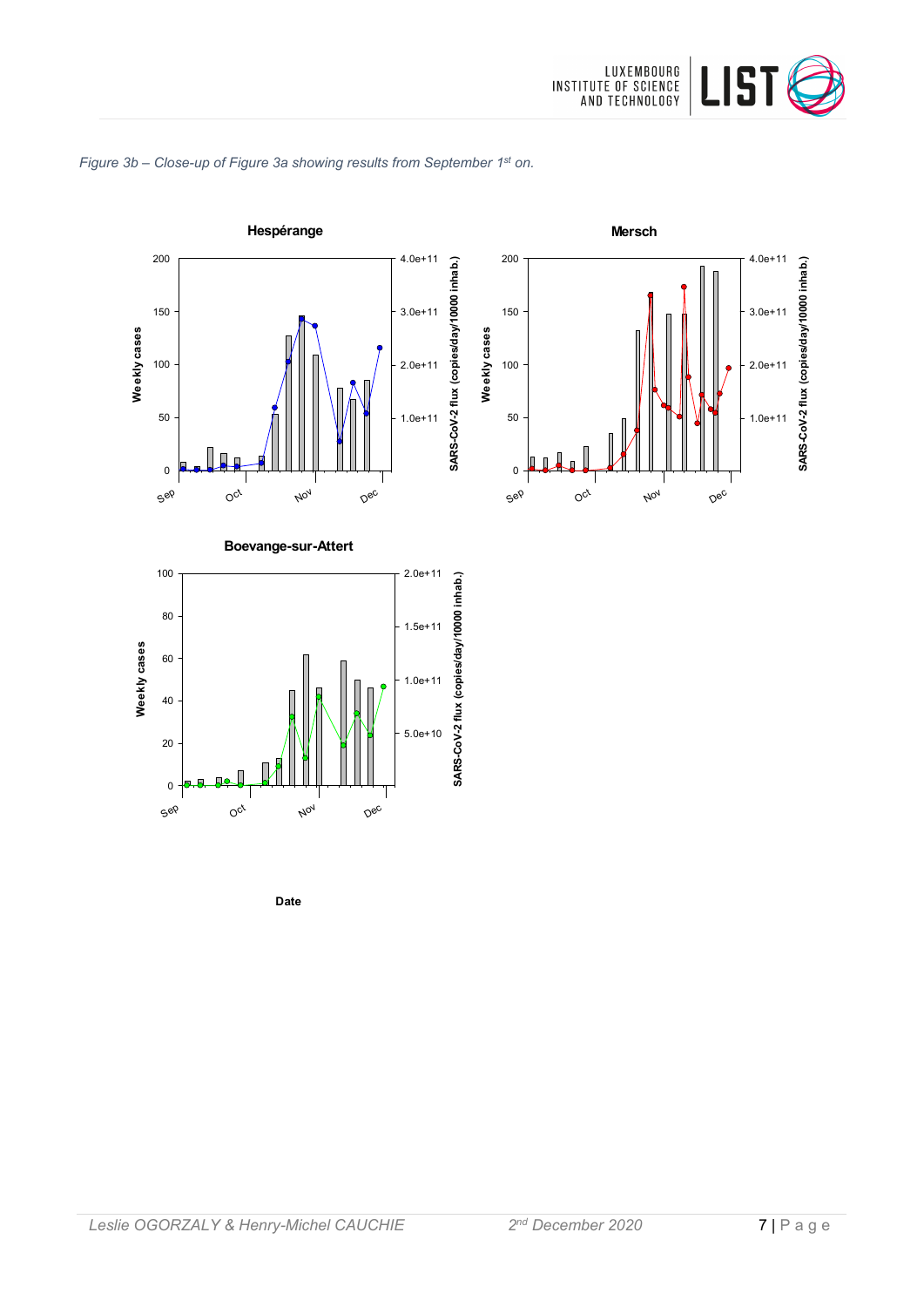*Figure 3b – Close-up of Figure 3a showing results from September 1st on.*

**Hespérange**

**Mersch**

**Boevange-sur-Attert**

Weekly cases

SARS-CoV-2 flux (copies/day/10000 inhab.)

Sep Oct Nov Dec

**Date**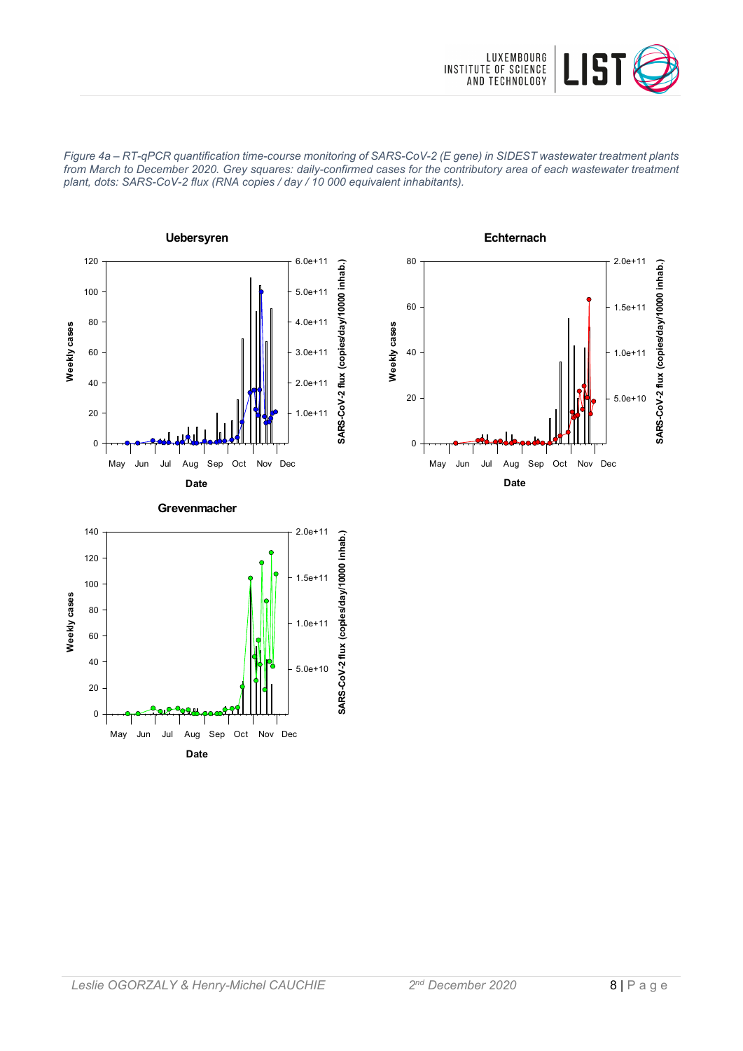*Figure 4a – RT-qPCR quantification time-course monitoring of SARS-CoV-2 (E gene) in SIDEST wastewater treatment plants from March to December 2020. Grey squares: daily-confirmed cases for the contributory area of each wastewater treatment plant, dots: SARS-CoV-2 flux (RNA copies / day / 10 000 equivalent inhabitants).*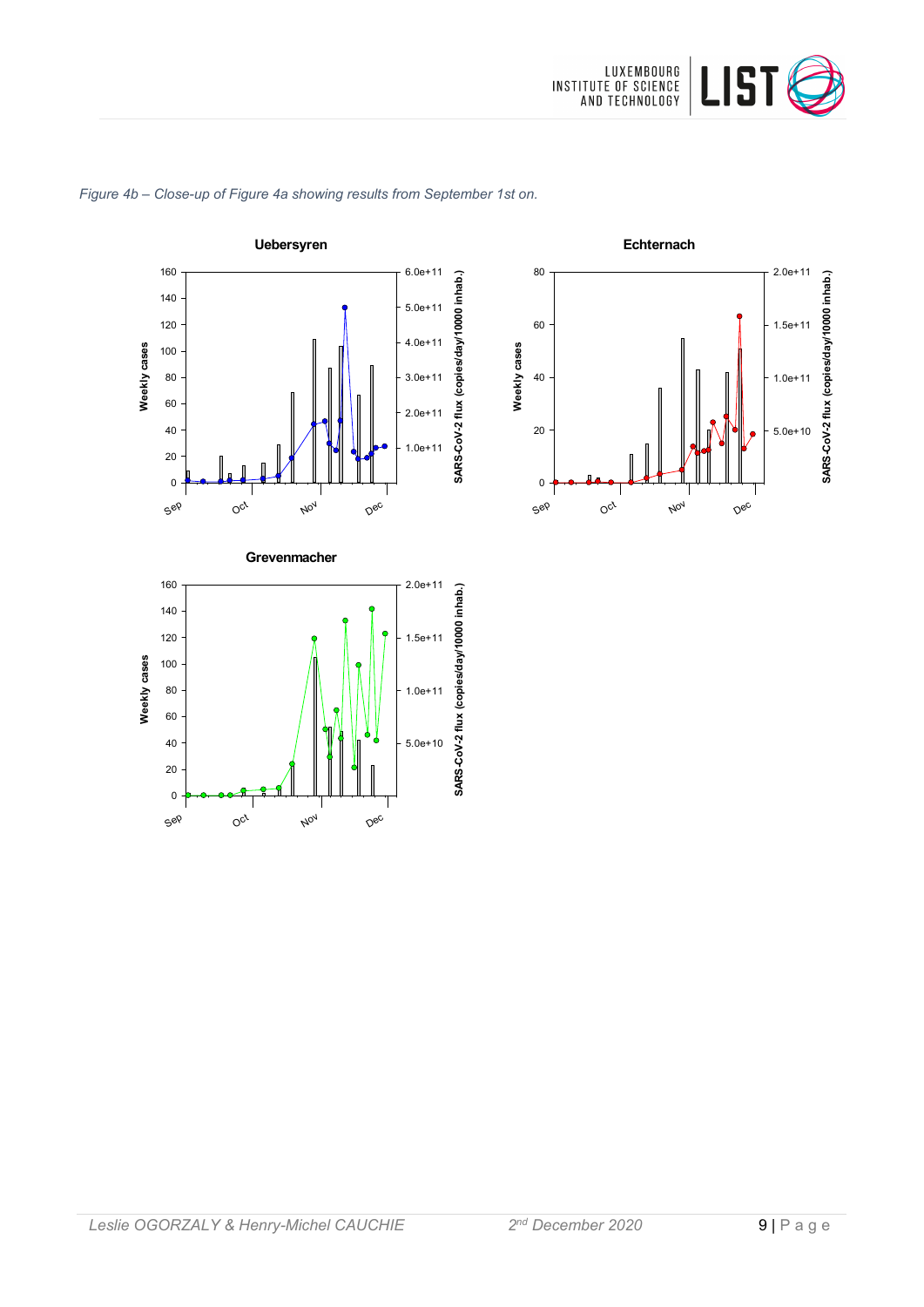*Figure 4b – Close-up of Figure 4a showing results from September 1st on.*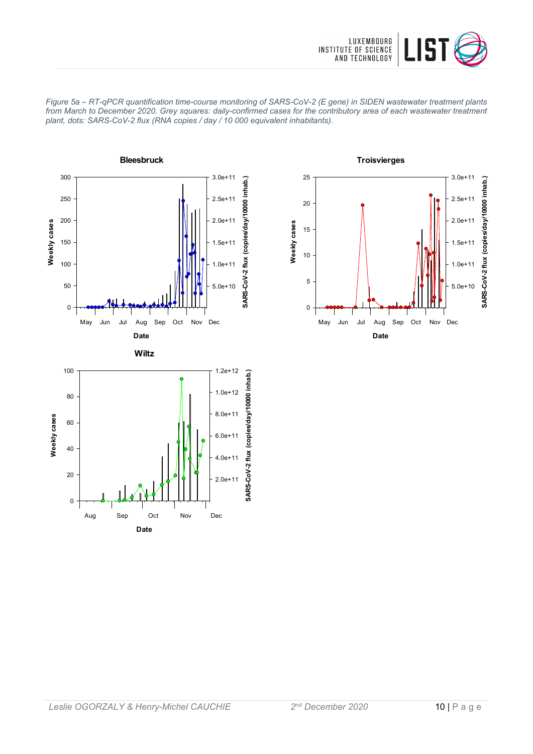*Figure 5a – RT-qPCR quantification time-course monitoring of SARS-CoV-2 (E gene) in SIDEN wastewater treatment plants from March to December 2020. Grey squares: daily-confirmed cases for the contributory area of each wastewater treatment plant, dots: SARS-CoV-2 flux (RNA copies / day / 10 000 equivalent inhabitants).*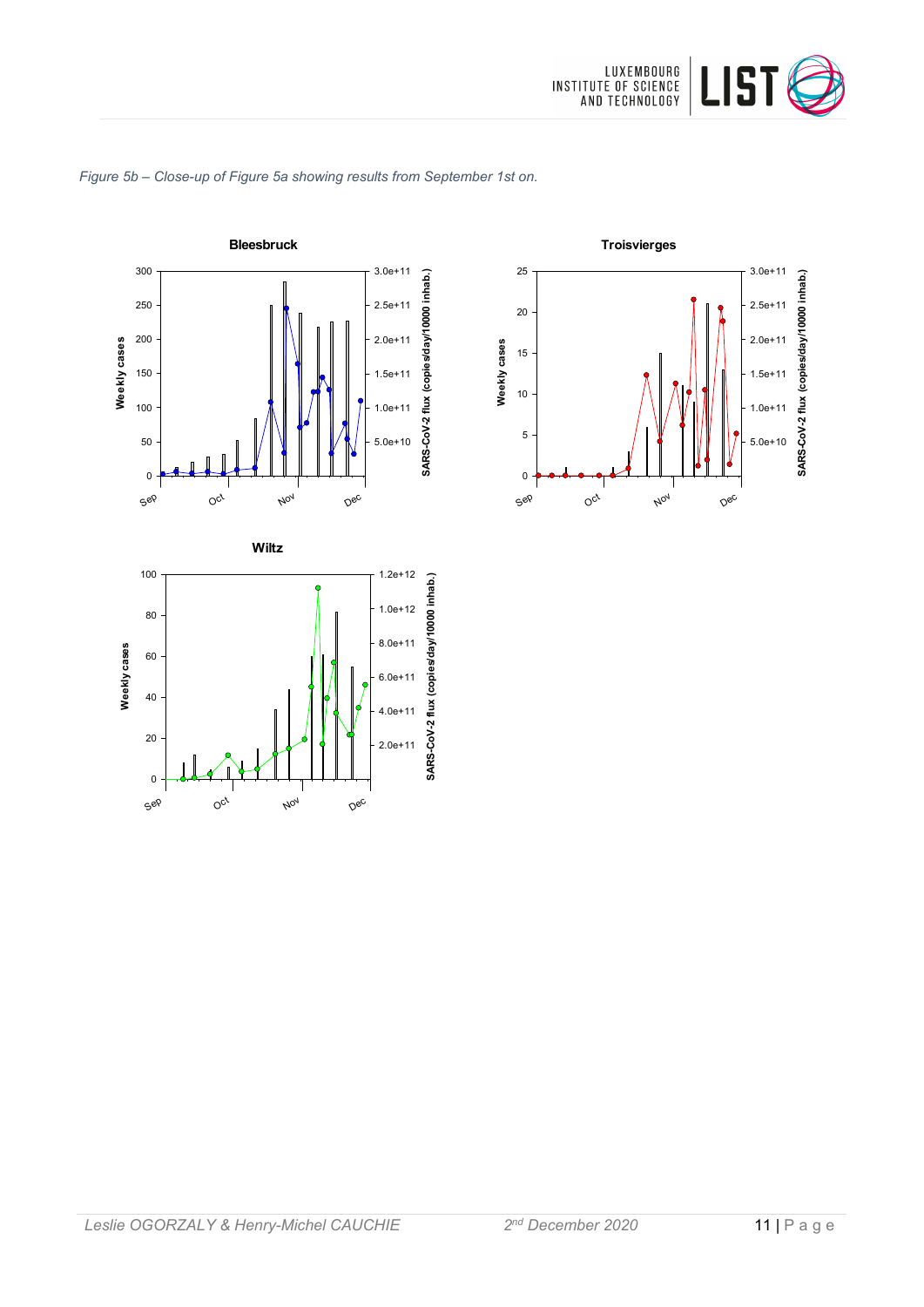*Figure 5b – Close-up of Figure 5a showing results from September 1st on.*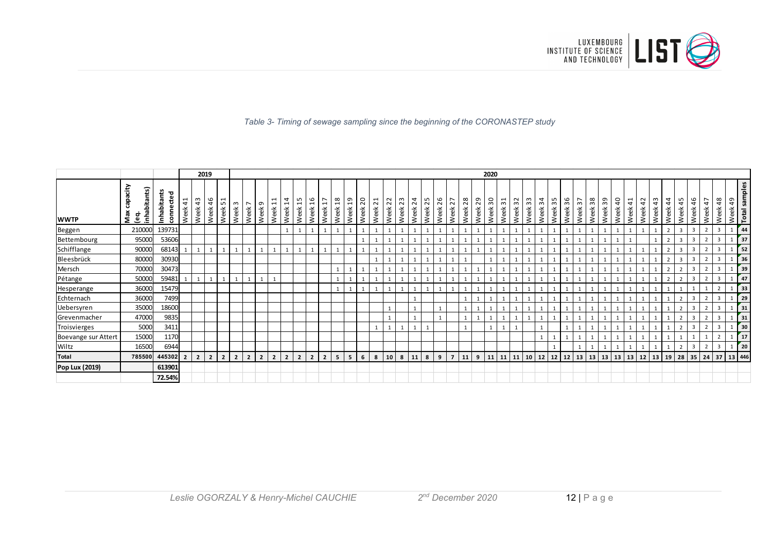*Table 3- Timing of sewage sampling since the beginning of the CORONASTEP study*

| | | | 2019 | | | | 2020 | | | | | | | | | | | | | | | | | | | | | | | | | | | | | | | | | | | | | | | | | |
|---|---|---|---|---|---|---|---|---|---|---|---|---|---|---|---|---|---|---|---|---|---|---|---|---|---|---|---|---|---|---|---|---|---|---|---|---|---|---|---|---|---|---|---|---|---|---|---|---|
| **WWTP** | **Max capacity (eq. inhabitants)** | **Inhabitants connected** | Week 41 | Week 43 | Week 46 | Week 51 | Week 3 | Week 7 | Week 9 | Week 11 | Week 14 | Week 15 | Week 16 | Week 17 | Week 18 | Week 19 | Week 20 | Week 21 | Week 22 | Week 23 | Week 24 | Week 25 | Week 26 | Week 27 | Week 28 | Week 29 | Week 30 | Week 31 | Week 32 | Week 33 | Week 34 | Week 35 | Week 36 | Week 37 | Week 38 | Week 39 | Week 40 | Week 41 | Week 42 | Week 43 | Week 44 | Week 45 | Week 46 | Week 47 | Week 48 | Week 49 | **Total samples** |
| Beggen | 210000 | 139731 | | | | | | | | | 1 | 1 | 1 | 1 | 1 | 1 | 1 | 1 | 1 | 1 | 1 | 1 | 1 | 1 | 1 | 1 | 1 | 1 | 1 | 1 | 1 | 1 | 1 | 1 | 1 | 1 | 1 | 1 | 1 | 1 | 2 | 3 | 3 | 2 | 3 | 1 | **44** |
| Bettembourg | 95000 | 53606 | | | | | | | | | | | | | | | 1 | 1 | 1 | 1 | 1 | 1 | 1 | 1 | 1 | 1 | 1 | 1 | 1 | 1 | 1 | 1 | 1 | 1 | 1 | 1 | 1 | 1 | | 1 | 2 | 3 | 3 | 2 | 3 | 1 | **37** |
| Schifflange | 90000 | 68143 | 1 | 1 | 1 | 1 | 1 | 1 | 1 | 1 | 1 | 1 | 1 | 1 | 1 | 1 | 1 | 1 | 1 | 1 | 1 | 1 | 1 | 1 | 1 | 1 | 1 | 1 | 1 | 1 | 1 | 1 | 1 | 1 | 1 | 1 | 1 | 1 | 1 | 1 | 2 | 3 | 3 | 2 | 3 | 1 | **52** |
| Bleesbrück | 80000 | 30930 | | | | | | | | | | | | | | | | 1 | 1 | 1 | 1 | 1 | 1 | 1 | 1 | | 1 | 1 | 1 | 1 | 1 | 1 | 1 | 1 | 1 | 1 | 1 | 1 | 1 | 1 | 2 | 3 | 3 | 2 | 3 | 1 | **36** |
| Mersch | 70000 | 30473 | | | | | | | | | | | | | 1 | 1 | 1 | 1 | 1 | 1 | 1 | 1 | 1 | 1 | 1 | 1 | 1 | 1 | 1 | 1 | 1 | 1 | 1 | 1 | 1 | 1 | 1 | 1 | 1 | 1 | 2 | 2 | 3 | 2 | 3 | 1 | **39** |
| Pétange | 50000 | 59481 | 1 | 1 | 1 | 1 | 1 | 1 | 1 | 1 | | | | | 1 | 1 | 1 | 1 | 1 | 1 | 1 | 1 | 1 | 1 | 1 | 1 | 1 | 1 | 1 | 1 | 1 | 1 | 1 | 1 | 1 | 1 | 1 | 1 | 1 | 1 | 2 | 2 | 3 | 2 | 3 | 1 | **47** |
| Hesperange | 36000 | 15479 | | | | | | | | | | | | | 1 | 1 | 1 | 1 | 1 | 1 | 1 | 1 | 1 | 1 | 1 | 1 | 1 | 1 | 1 | 1 | 1 | 1 | 1 | 1 | 1 | 1 | 1 | 1 | 1 | 1 | 1 | 1 | 1 | 1 | 2 | 1 | **33** |
| Echternach | 36000 | 7499 | | | | | | | | | | | | | | | | | | | 1 | | | | 1 | 1 | 1 | 1 | 1 | 1 | 1 | 1 | 1 | 1 | 1 | 1 | 1 | 1 | 1 | 1 | 1 | 2 | 3 | 2 | 3 | 1 | **29** |
| Uebersyren | 35000 | 18600 | | | | | | | | | | | | | | | | | 1 | | 1 | | 1 | | 1 | 1 | 1 | 1 | 1 | 1 | 1 | 1 | 1 | 1 | 1 | 1 | 1 | 1 | 1 | 1 | 1 | 2 | 3 | 2 | 3 | 1 | **31** |
| Grevenmacher | 47000 | 9835 | | | | | | | | | | | | | | | | | 1 | | 1 | | 1 | | 1 | 1 | 1 | 1 | 1 | 1 | 1 | 1 | 1 | 1 | 1 | 1 | 1 | 1 | 1 | 1 | 1 | 2 | 3 | 2 | 3 | 1 | **31** |
| Troisvierges | 5000 | 3411 | | | | | | | | | | | | | | | | 1 | 1 | 1 | 1 | 1 | | | 1 | | 1 | 1 | 1 | | 1 | | 1 | 1 | 1 | 1 | 1 | 1 | 1 | 1 | 1 | 2 | 3 | 2 | 3 | 1 | **30** |
| Boevange sur Attert | 15000 | 1170 | | | | | | | | | | | | | | | | | | | | | | | | | | | | | 1 | 1 | 1 | 1 | 1 | 1 | 1 | 1 | 1 | 1 | 1 | 1 | 1 | 1 | 2 | 1 | **17** |
| Wiltz | 16500 | 6944 | | | | | | | | | | | | | | | | | | | | | | | | | | | | | | 1 | | 1 | 1 | 1 | 1 | 1 | 1 | 1 | 1 | 2 | 3 | 2 | 3 | 1 | **20** |
| **Total** | **785500** | **445302** | **2** | **2** | **2** | **2** | **2** | **2** | **2** | **2** | **2** | **2** | **2** | **2** | **5** | **5** | **6** | **8** | **10** | **8** | **11** | **8** | **9** | **7** | **11** | **9** | **11** | **11** | **11** | **10** | **12** | **12** | **12** | **13** | **13** | **13** | **13** | **13** | **12** | **13** | **19** | **28** | **35** | **24** | **37** | **13** | **446** |
| **Pop Lux (2019)** | | **613901** | | | | | | | | | | | | | | | | | | | | | | | | | | | | | | | | | | | | | | | | | | | | | |
| | | **72.54%** | | | | | | | | | | | | | | | | | | | | | | | | | | | | | | | | | | | | | | | | | | | | | |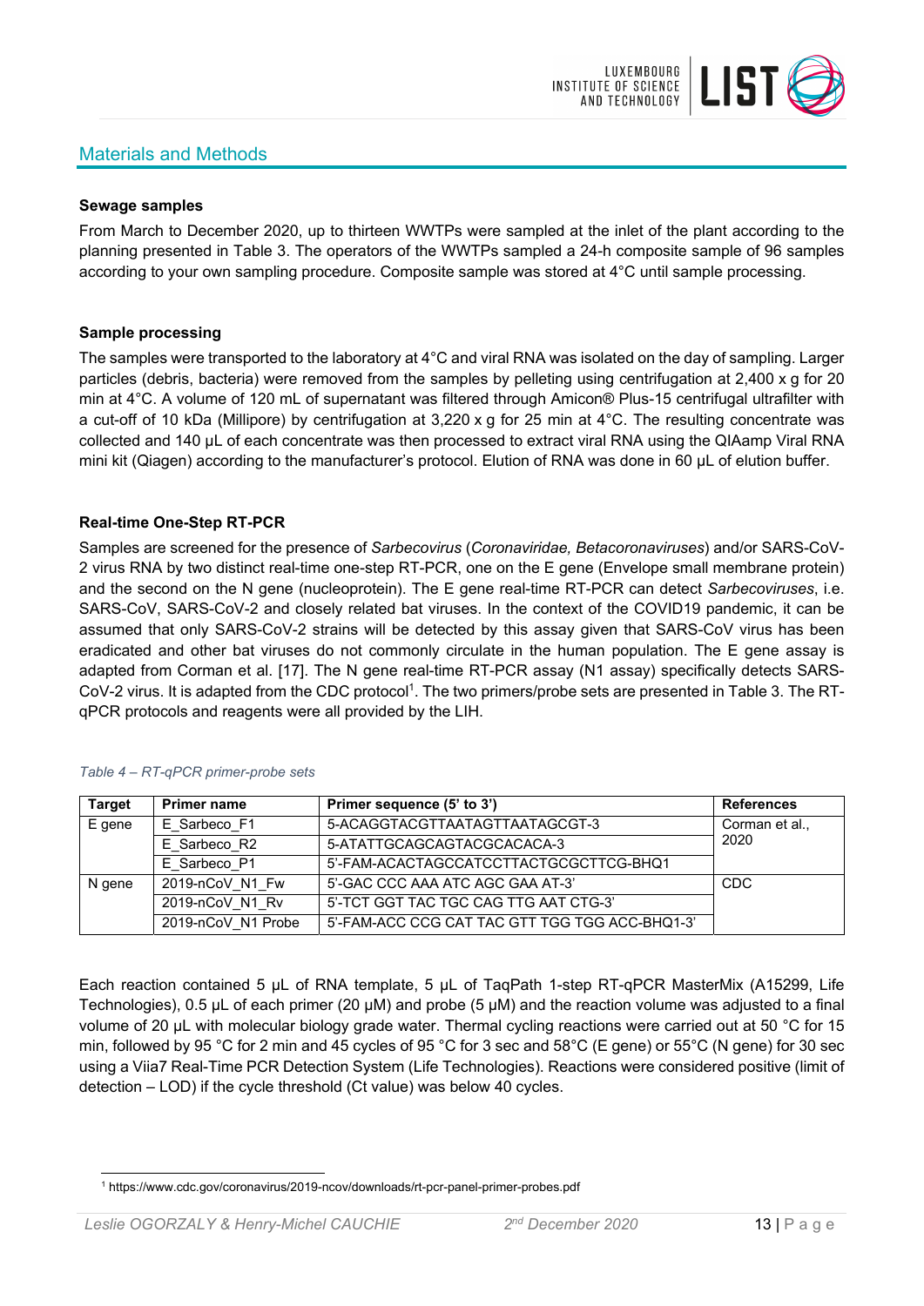## Materials and Methods

### Sewage samples

From March to December 2020, up to thirteen WWTPs were sampled at the inlet of the plant according to the planning presented in Table 3. The operators of the WWTPs sampled a 24-h composite sample of 96 samples according to your own sampling procedure. Composite sample was stored at 4°C until sample processing.

### Sample processing

The samples were transported to the laboratory at 4°C and viral RNA was isolated on the day of sampling. Larger particles (debris, bacteria) were removed from the samples by pelleting using centrifugation at 2,400 x g for 20 min at 4°C. A volume of 120 mL of supernatant was filtered through Amicon® Plus-15 centrifugal ultrafilter with a cut-off of 10 kDa (Millipore) by centrifugation at 3,220 x g for 25 min at 4°C. The resulting concentrate was collected and 140 µL of each concentrate was then processed to extract viral RNA using the QIAamp Viral RNA mini kit (Qiagen) according to the manufacturer's protocol. Elution of RNA was done in 60 µL of elution buffer.

### Real-time One-Step RT-PCR

Samples are screened for the presence of *Sarbecovirus* (*Coronaviridae, Betacoronaviruses*) and/or SARS-CoV-2 virus RNA by two distinct real-time one-step RT-PCR, one on the E gene (Envelope small membrane protein) and the second on the N gene (nucleoprotein). The E gene real-time RT-PCR can detect *Sarbecoviruses*, i.e. SARS-CoV, SARS-CoV-2 and closely related bat viruses. In the context of the COVID19 pandemic, it can be assumed that only SARS-CoV-2 strains will be detected by this assay given that SARS-CoV virus has been eradicated and other bat viruses do not commonly circulate in the human population. The E gene assay is adapted from Corman et al. [17]. The N gene real-time RT-PCR assay (N1 assay) specifically detects SARS-CoV-2 virus. It is adapted from the CDC protocol[1]. The two primers/probe sets are presented in Table 3. The RT-qPCR protocols and reagents were all provided by the LIH.

*Table 4 – RT-qPCR primer-probe sets*

| Target | Primer name | Primer sequence (5' to 3') | References |
|---|---|---|---|
| E gene | E_Sarbeco_F1 | 5-ACAGGTACGTTAATAGTTAATAGCGT-3 | Corman et al., 2020 |
| | E_Sarbeco_R2 | 5-ATATTGCAGCAGTACGCACACA-3 | |
| | E_Sarbeco_P1 | 5'-FAM-ACACTAGCCATCCTTACTGCGCTTCG-BHQ1 | |
| N gene | 2019-nCoV_N1_Fw | 5'-GAC CCC AAA ATC AGC GAA AT-3' | CDC |
| | 2019-nCoV_N1_Rv | 5'-TCT GGT TAC TGC CAG TTG AAT CTG-3' | |
| | 2019-nCoV_N1 Probe | 5'-FAM-ACC CCG CAT TAC GTT TGG TGG ACC-BHQ1-3' | |

Each reaction contained 5 µL of RNA template, 5 µL of TaqPath 1-step RT-qPCR MasterMix (A15299, Life Technologies), 0.5 µL of each primer (20 µM) and probe (5 µM) and the reaction volume was adjusted to a final volume of 20 µL with molecular biology grade water. Thermal cycling reactions were carried out at 50 °C for 15 min, followed by 95 °C for 2 min and 45 cycles of 95 °C for 3 sec and 58°C (E gene) or 55°C (N gene) for 30 sec using a Viia7 Real-Time PCR Detection System (Life Technologies). Reactions were considered positive (limit of detection – LOD) if the cycle threshold (Ct value) was below 40 cycles.

[1] https://www.cdc.gov/coronavirus/2019-ncov/downloads/rt-pcr-panel-primer-probes.pdf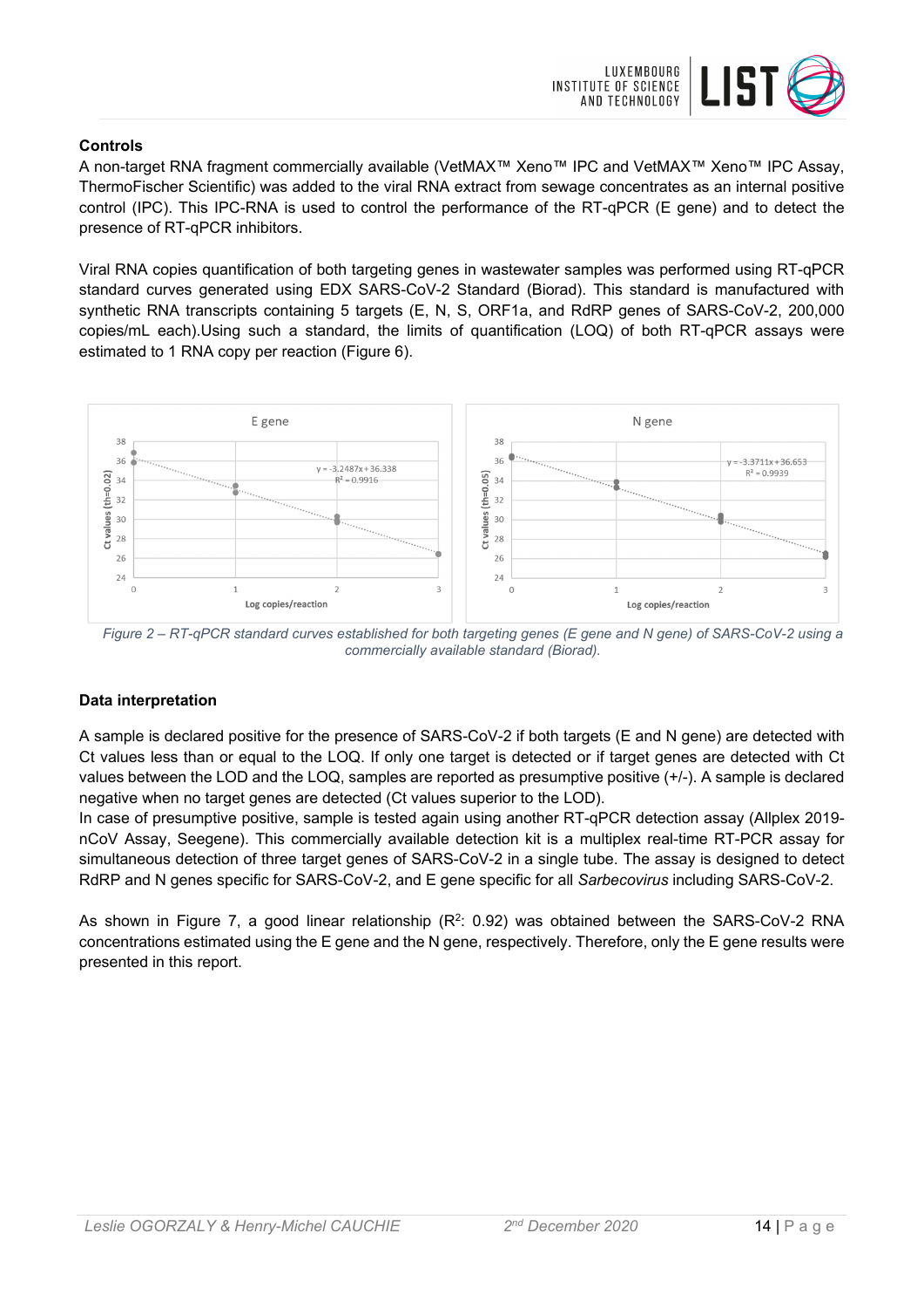**Controls**

A non-target RNA fragment commercially available (VetMAX™ Xeno™ IPC and VetMAX™ Xeno™ IPC Assay, ThermoFischer Scientific) was added to the viral RNA extract from sewage concentrates as an internal positive control (IPC). This IPC-RNA is used to control the performance of the RT-qPCR (E gene) and to detect the presence of RT-qPCR inhibitors.

Viral RNA copies quantification of both targeting genes in wastewater samples was performed using RT-qPCR standard curves generated using EDX SARS-CoV-2 Standard (Biorad). This standard is manufactured with synthetic RNA transcripts containing 5 targets (E, N, S, ORF1a, and RdRP genes of SARS-CoV-2, 200,000 copies/mL each).Using such a standard, the limits of quantification (LOQ) of both RT-qPCR assays were estimated to 1 RNA copy per reaction (Figure 6).

*Figure 2 – RT-qPCR standard curves established for both targeting genes (E gene and N gene) of SARS-CoV-2 using a commercially available standard (Biorad).*

**Data interpretation**

A sample is declared positive for the presence of SARS-CoV-2 if both targets (E and N gene) are detected with Ct values less than or equal to the LOQ. If only one target is detected or if target genes are detected with Ct values between the LOD and the LOQ, samples are reported as presumptive positive (+/-). A sample is declared negative when no target genes are detected (Ct values superior to the LOD).

In case of presumptive positive, sample is tested again using another RT-qPCR detection assay (Allplex 2019-nCoV Assay, Seegene). This commercially available detection kit is a multiplex real-time RT-PCR assay for simultaneous detection of three target genes of SARS-CoV-2 in a single tube. The assay is designed to detect RdRP and N genes specific for SARS-CoV-2, and E gene specific for all *Sarbecovirus* including SARS-CoV-2.

As shown in Figure 7, a good linear relationship ($R^2$: 0.92) was obtained between the SARS-CoV-2 RNA concentrations estimated using the E gene and the N gene, respectively. Therefore, only the E gene results were presented in this report.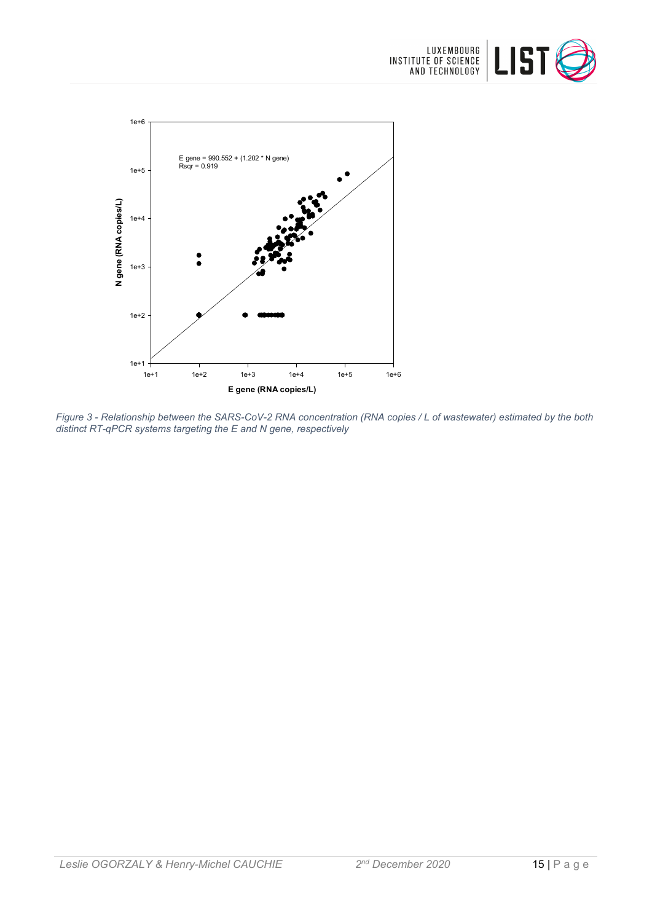E gene = 990.552 + (1.202 * N gene)
Rsqr = 0.919

N gene (RNA copies/L)

1e+6
1e+5
1e+4
1e+3
1e+2
1e+1

1e+1
1e+2
1e+3
1e+4
1e+5
1e+6

E gene (RNA copies/L)

*Figure 3 - Relationship between the SARS-CoV-2 RNA concentration (RNA copies / L of wastewater) estimated by the both distinct RT-qPCR systems targeting the E and N gene, respectively*